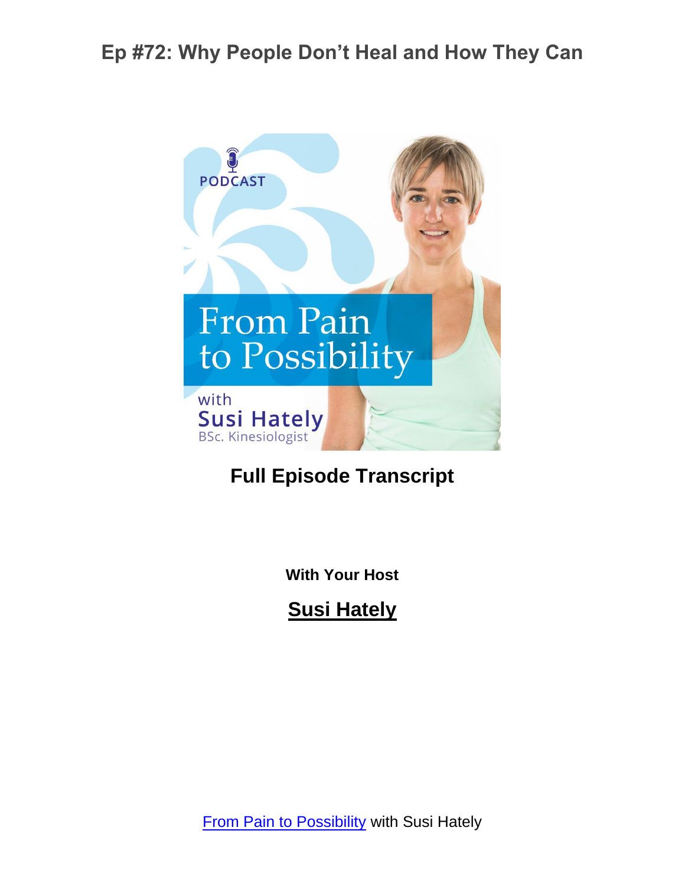# Ep #72: Why People Don't Heal and How They Can

PODCAST

From Pain to Possibility

with
Susi Hately
BSc. Kinesiologist

**Full Episode Transcript**

**With Your Host**

**Susi Hately**

From Pain to Possibility with Susi Hately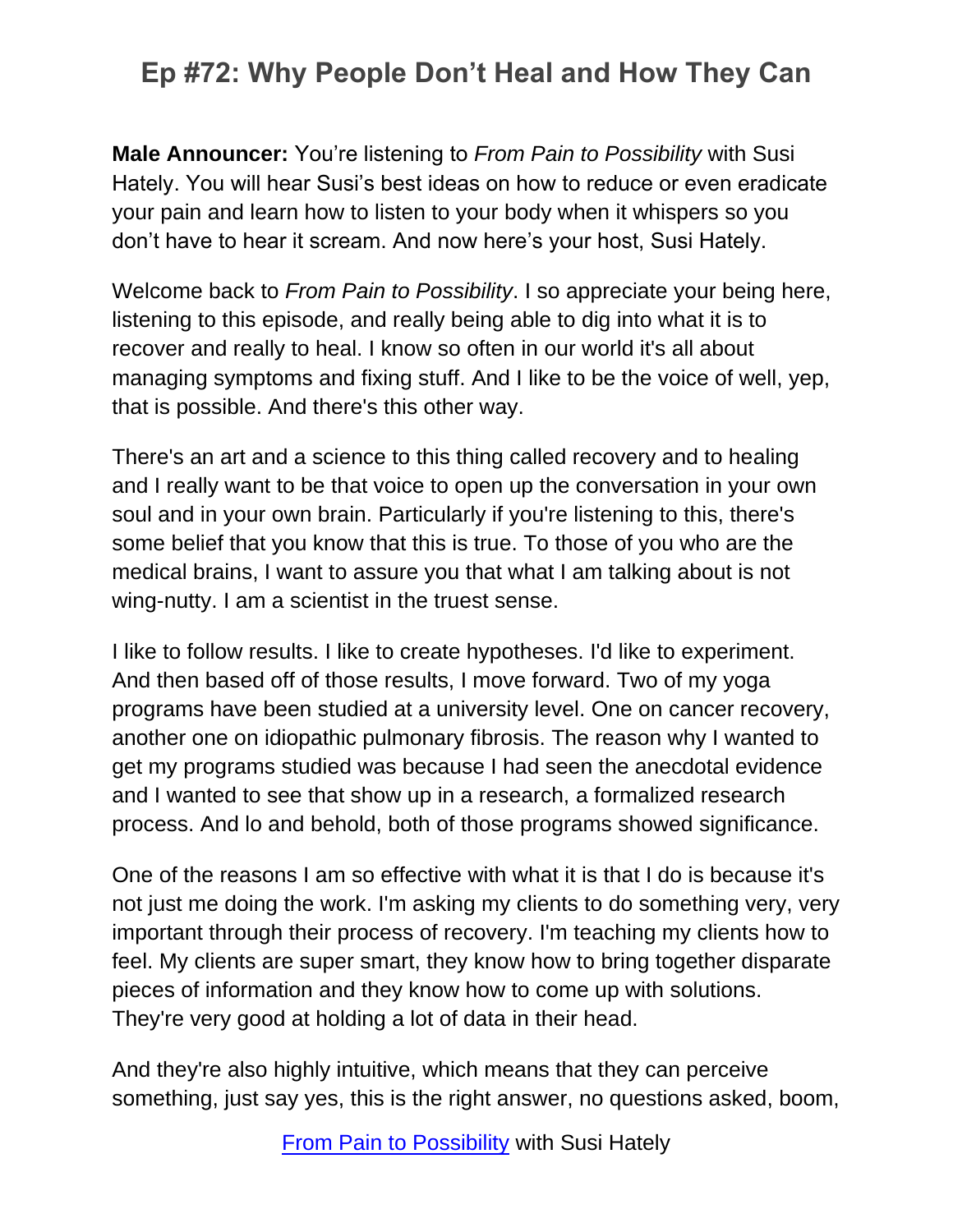**Male Announcer:** You're listening to *From Pain to Possibility* with Susi Hately. You will hear Susi's best ideas on how to reduce or even eradicate your pain and learn how to listen to your body when it whispers so you don't have to hear it scream. And now here's your host, Susi Hately.

Welcome back to *From Pain to Possibility*. I so appreciate your being here, listening to this episode, and really being able to dig into what it is to recover and really to heal. I know so often in our world it's all about managing symptoms and fixing stuff. And I like to be the voice of well, yep, that is possible. And there's this other way.

There's an art and a science to this thing called recovery and to healing and I really want to be that voice to open up the conversation in your own soul and in your own brain. Particularly if you're listening to this, there's some belief that you know that this is true. To those of you who are the medical brains, I want to assure you that what I am talking about is not wing-nutty. I am a scientist in the truest sense.

I like to follow results. I like to create hypotheses. I'd like to experiment. And then based off of those results, I move forward. Two of my yoga programs have been studied at a university level. One on cancer recovery, another one on idiopathic pulmonary fibrosis. The reason why I wanted to get my programs studied was because I had seen the anecdotal evidence and I wanted to see that show up in a research, a formalized research process. And lo and behold, both of those programs showed significance.

One of the reasons I am so effective with what it is that I do is because it's not just me doing the work. I'm asking my clients to do something very, very important through their process of recovery. I'm teaching my clients how to feel. My clients are super smart, they know how to bring together disparate pieces of information and they know how to come up with solutions. They're very good at holding a lot of data in their head.

And they're also highly intuitive, which means that they can perceive something, just say yes, this is the right answer, no questions asked, boom,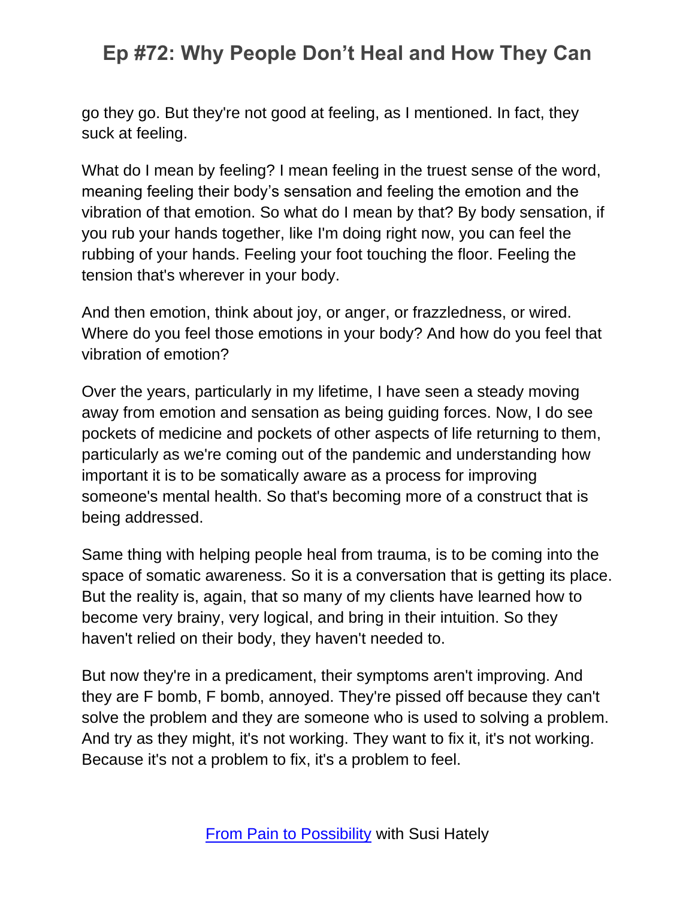go they go. But they're not good at feeling, as I mentioned. In fact, they suck at feeling.

What do I mean by feeling? I mean feeling in the truest sense of the word, meaning feeling their body's sensation and feeling the emotion and the vibration of that emotion. So what do I mean by that? By body sensation, if you rub your hands together, like I'm doing right now, you can feel the rubbing of your hands. Feeling your foot touching the floor. Feeling the tension that's wherever in your body.

And then emotion, think about joy, or anger, or frazzledness, or wired. Where do you feel those emotions in your body? And how do you feel that vibration of emotion?

Over the years, particularly in my lifetime, I have seen a steady moving away from emotion and sensation as being guiding forces. Now, I do see pockets of medicine and pockets of other aspects of life returning to them, particularly as we're coming out of the pandemic and understanding how important it is to be somatically aware as a process for improving someone's mental health. So that's becoming more of a construct that is being addressed.

Same thing with helping people heal from trauma, is to be coming into the space of somatic awareness. So it is a conversation that is getting its place. But the reality is, again, that so many of my clients have learned how to become very brainy, very logical, and bring in their intuition. So they haven't relied on their body, they haven't needed to.

But now they're in a predicament, their symptoms aren't improving. And they are F bomb, F bomb, annoyed. They're pissed off because they can't solve the problem and they are someone who is used to solving a problem. And try as they might, it's not working. They want to fix it, it's not working. Because it's not a problem to fix, it's a problem to feel.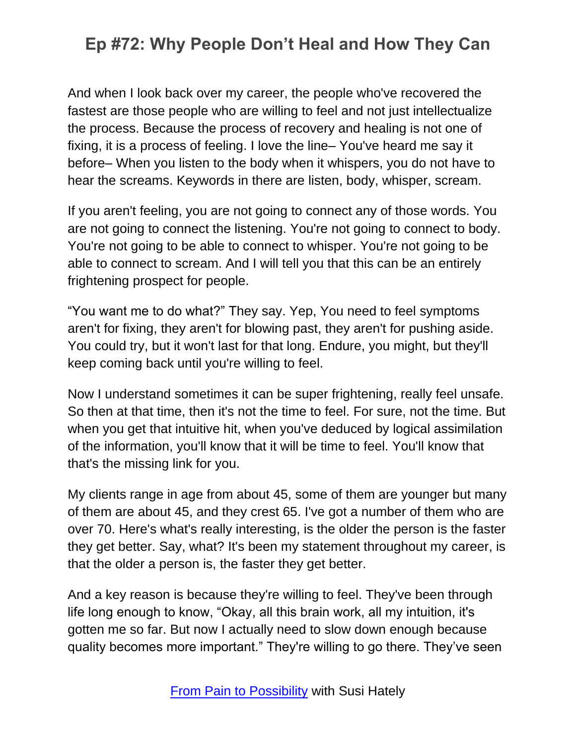And when I look back over my career, the people who've recovered the fastest are those people who are willing to feel and not just intellectualize the process. Because the process of recovery and healing is not one of fixing, it is a process of feeling. I love the line– You've heard me say it before– When you listen to the body when it whispers, you do not have to hear the screams. Keywords in there are listen, body, whisper, scream.

If you aren't feeling, you are not going to connect any of those words. You are not going to connect the listening. You're not going to connect to body. You're not going to be able to connect to whisper. You're not going to be able to connect to scream. And I will tell you that this can be an entirely frightening prospect for people.

"You want me to do what?" They say. Yep, You need to feel symptoms aren't for fixing, they aren't for blowing past, they aren't for pushing aside. You could try, but it won't last for that long. Endure, you might, but they'll keep coming back until you're willing to feel.

Now I understand sometimes it can be super frightening, really feel unsafe. So then at that time, then it's not the time to feel. For sure, not the time. But when you get that intuitive hit, when you've deduced by logical assimilation of the information, you'll know that it will be time to feel. You'll know that that's the missing link for you.

My clients range in age from about 45, some of them are younger but many of them are about 45, and they crest 65. I've got a number of them who are over 70. Here's what's really interesting, is the older the person is the faster they get better. Say, what? It's been my statement throughout my career, is that the older a person is, the faster they get better.

And a key reason is because they're willing to feel. They've been through life long enough to know, "Okay, all this brain work, all my intuition, it's gotten me so far. But now I actually need to slow down enough because quality becomes more important." They're willing to go there. They've seen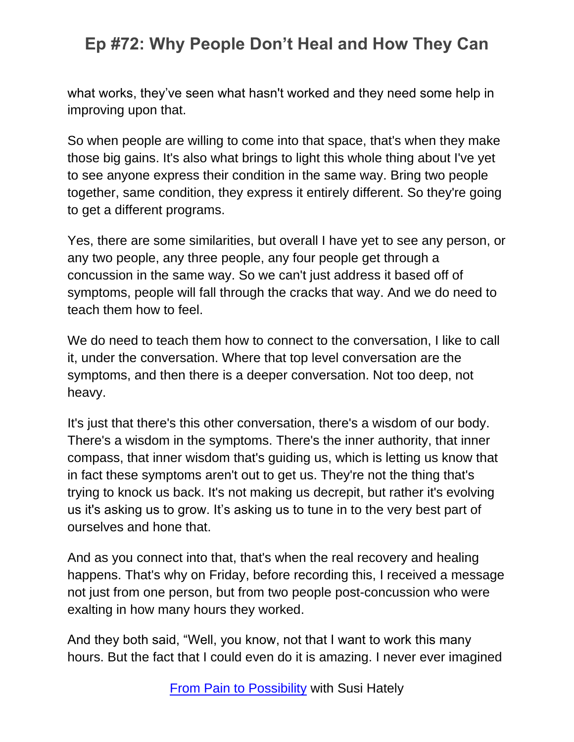what works, they've seen what hasn't worked and they need some help in improving upon that.

So when people are willing to come into that space, that's when they make those big gains. It's also what brings to light this whole thing about I've yet to see anyone express their condition in the same way. Bring two people together, same condition, they express it entirely different. So they're going to get a different programs.

Yes, there are some similarities, but overall I have yet to see any person, or any two people, any three people, any four people get through a concussion in the same way. So we can't just address it based off of symptoms, people will fall through the cracks that way. And we do need to teach them how to feel.

We do need to teach them how to connect to the conversation, I like to call it, under the conversation. Where that top level conversation are the symptoms, and then there is a deeper conversation. Not too deep, not heavy.

It's just that there's this other conversation, there's a wisdom of our body. There's a wisdom in the symptoms. There's the inner authority, that inner compass, that inner wisdom that's guiding us, which is letting us know that in fact these symptoms aren't out to get us. They're not the thing that's trying to knock us back. It's not making us decrepit, but rather it's evolving us it's asking us to grow. It's asking us to tune in to the very best part of ourselves and hone that.

And as you connect into that, that's when the real recovery and healing happens. That's why on Friday, before recording this, I received a message not just from one person, but from two people post-concussion who were exalting in how many hours they worked.

And they both said, "Well, you know, not that I want to work this many hours. But the fact that I could even do it is amazing. I never ever imagined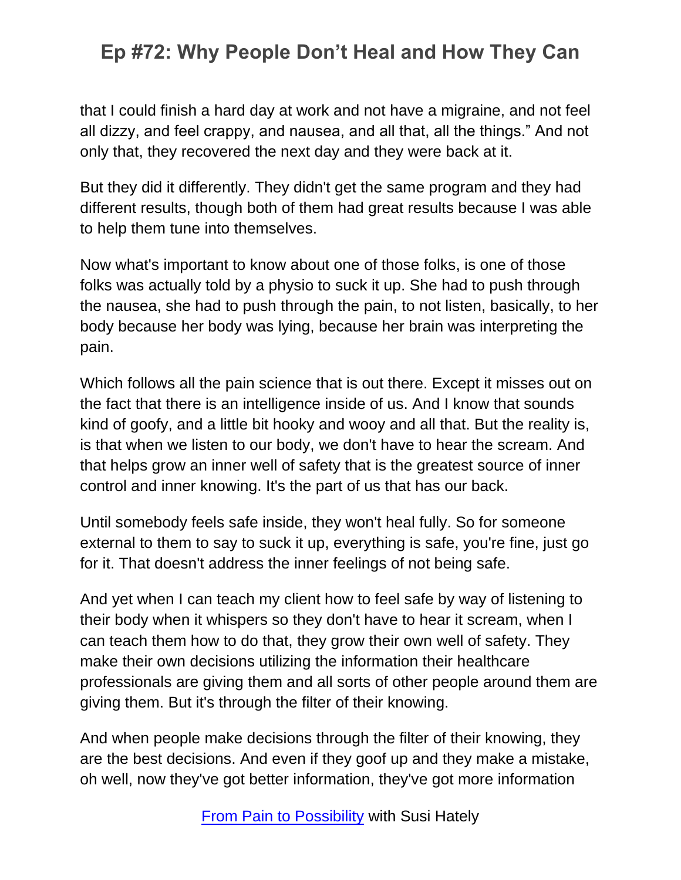that I could finish a hard day at work and not have a migraine, and not feel all dizzy, and feel crappy, and nausea, and all that, all the things." And not only that, they recovered the next day and they were back at it.

But they did it differently. They didn't get the same program and they had different results, though both of them had great results because I was able to help them tune into themselves.

Now what's important to know about one of those folks, is one of those folks was actually told by a physio to suck it up. She had to push through the nausea, she had to push through the pain, to not listen, basically, to her body because her body was lying, because her brain was interpreting the pain.

Which follows all the pain science that is out there. Except it misses out on the fact that there is an intelligence inside of us. And I know that sounds kind of goofy, and a little bit hooky and wooy and all that. But the reality is, is that when we listen to our body, we don't have to hear the scream. And that helps grow an inner well of safety that is the greatest source of inner control and inner knowing. It's the part of us that has our back.

Until somebody feels safe inside, they won't heal fully. So for someone external to them to say to suck it up, everything is safe, you're fine, just go for it. That doesn't address the inner feelings of not being safe.

And yet when I can teach my client how to feel safe by way of listening to their body when it whispers so they don't have to hear it scream, when I can teach them how to do that, they grow their own well of safety. They make their own decisions utilizing the information their healthcare professionals are giving them and all sorts of other people around them are giving them. But it's through the filter of their knowing.

And when people make decisions through the filter of their knowing, they are the best decisions. And even if they goof up and they make a mistake, oh well, now they've got better information, they've got more information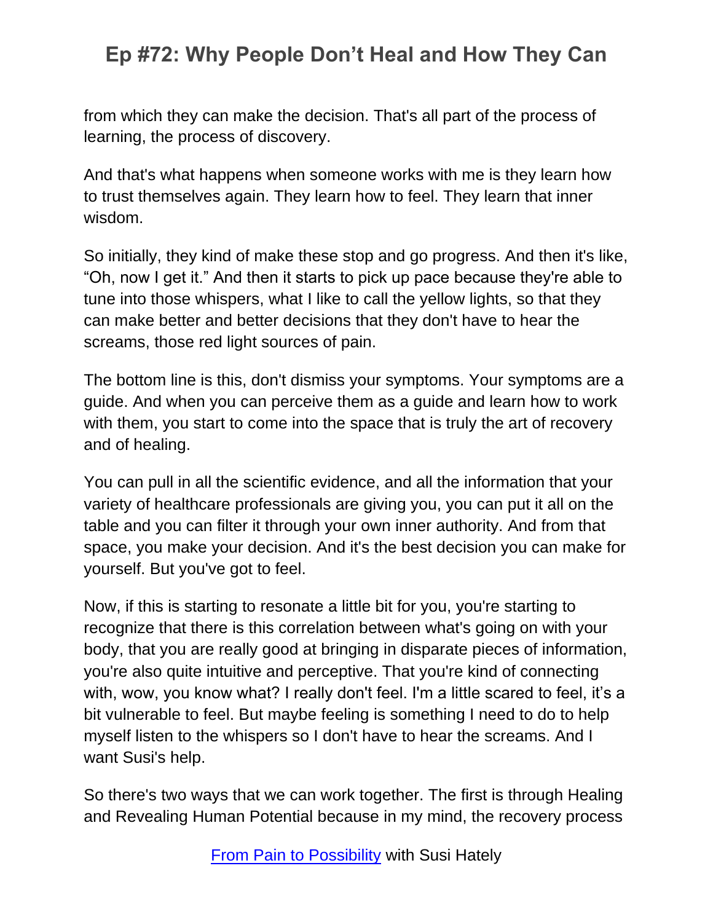from which they can make the decision. That's all part of the process of learning, the process of discovery.

And that's what happens when someone works with me is they learn how to trust themselves again. They learn how to feel. They learn that inner wisdom.

So initially, they kind of make these stop and go progress. And then it's like, “Oh, now I get it.” And then it starts to pick up pace because they're able to tune into those whispers, what I like to call the yellow lights, so that they can make better and better decisions that they don't have to hear the screams, those red light sources of pain.

The bottom line is this, don't dismiss your symptoms. Your symptoms are a guide. And when you can perceive them as a guide and learn how to work with them, you start to come into the space that is truly the art of recovery and of healing.

You can pull in all the scientific evidence, and all the information that your variety of healthcare professionals are giving you, you can put it all on the table and you can filter it through your own inner authority. And from that space, you make your decision. And it's the best decision you can make for yourself. But you've got to feel.

Now, if this is starting to resonate a little bit for you, you're starting to recognize that there is this correlation between what's going on with your body, that you are really good at bringing in disparate pieces of information, you're also quite intuitive and perceptive. That you're kind of connecting with, wow, you know what? I really don't feel. I'm a little scared to feel, it’s a bit vulnerable to feel. But maybe feeling is something I need to do to help myself listen to the whispers so I don't have to hear the screams. And I want Susi's help.

So there's two ways that we can work together. The first is through Healing and Revealing Human Potential because in my mind, the recovery process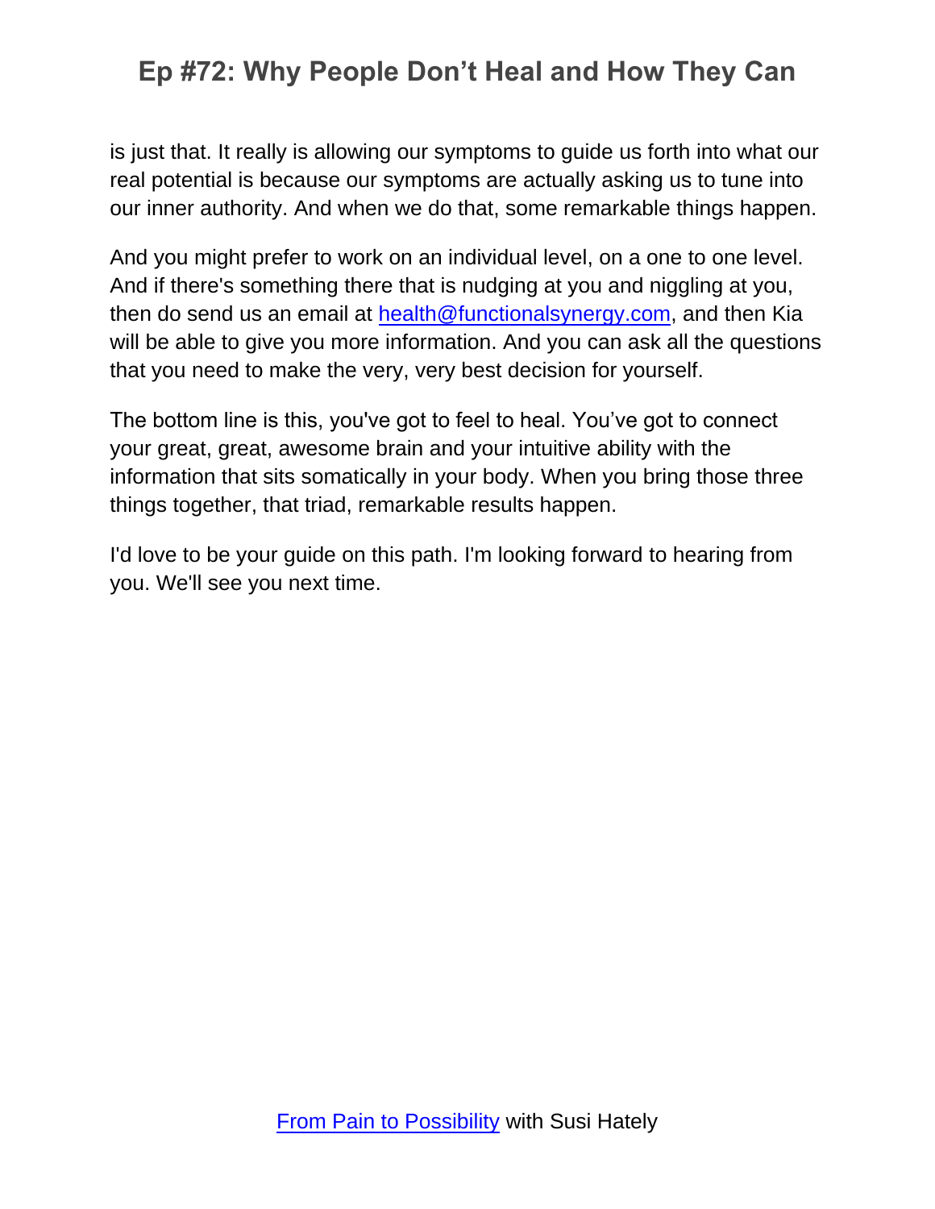is just that. It really is allowing our symptoms to guide us forth into what our real potential is because our symptoms are actually asking us to tune into our inner authority. And when we do that, some remarkable things happen.

And you might prefer to work on an individual level, on a one to one level. And if there's something there that is nudging at you and niggling at you, then do send us an email at health@functionalsynergy.com, and then Kia will be able to give you more information. And you can ask all the questions that you need to make the very, very best decision for yourself.

The bottom line is this, you've got to feel to heal. You've got to connect your great, great, awesome brain and your intuitive ability with the information that sits somatically in your body. When you bring those three things together, that triad, remarkable results happen.

I'd love to be your guide on this path. I'm looking forward to hearing from you. We'll see you next time.